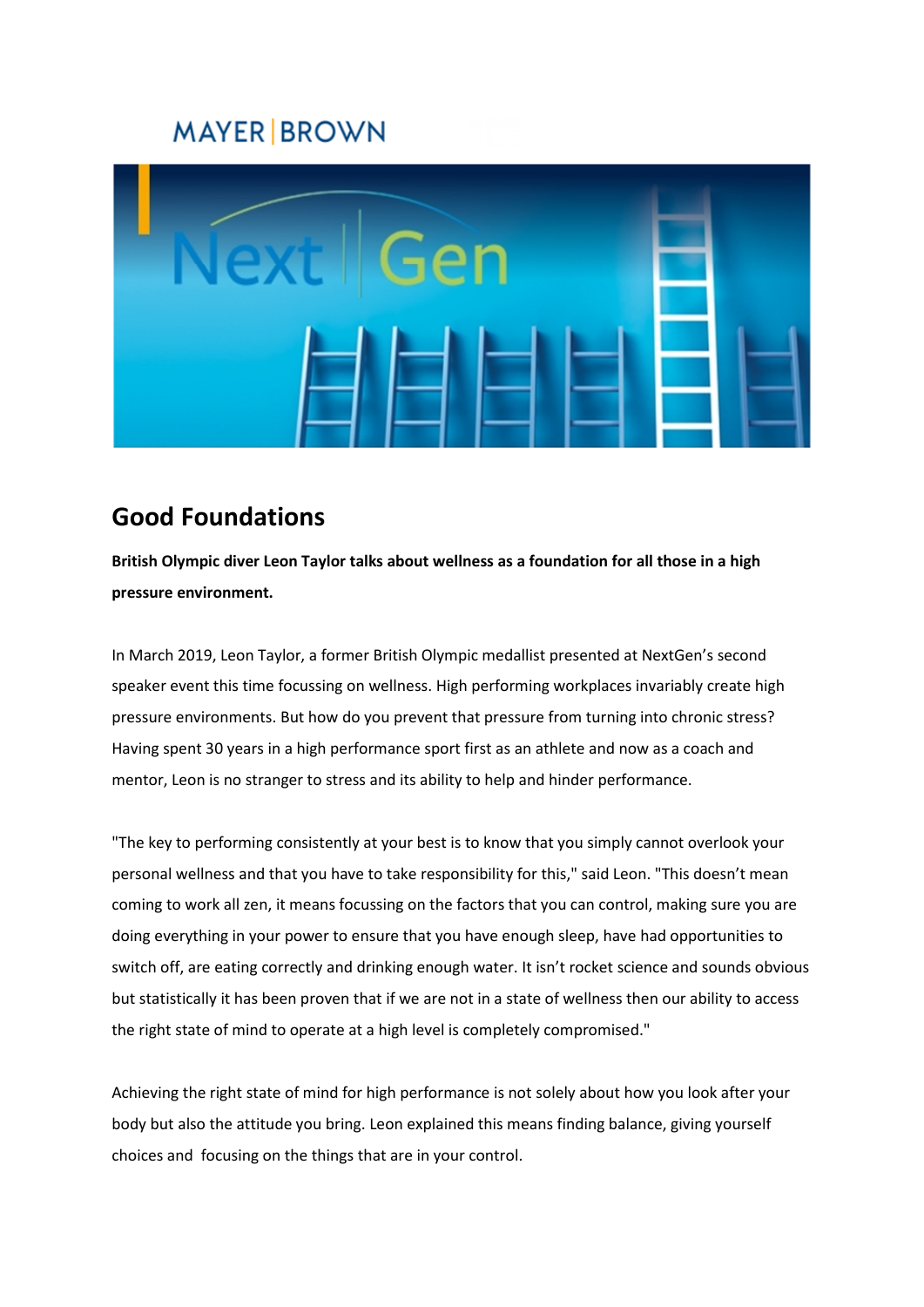MAYER | BROWN

## Good Foundations

**British Olympic diver Leon Taylor talks about wellness as a foundation for all those in a high pressure environment.**

In March 2019, Leon Taylor, a former British Olympic medallist presented at NextGen's second speaker event this time focussing on wellness. High performing workplaces invariably create high pressure environments. But how do you prevent that pressure from turning into chronic stress? Having spent 30 years in a high performance sport first as an athlete and now as a coach and mentor, Leon is no stranger to stress and its ability to help and hinder performance.

"The key to performing consistently at your best is to know that you simply cannot overlook your personal wellness and that you have to take responsibility for this," said Leon. "This doesn't mean coming to work all zen, it means focussing on the factors that you can control, making sure you are doing everything in your power to ensure that you have enough sleep, have had opportunities to switch off, are eating correctly and drinking enough water. It isn't rocket science and sounds obvious but statistically it has been proven that if we are not in a state of wellness then our ability to access the right state of mind to operate at a high level is completely compromised."

Achieving the right state of mind for high performance is not solely about how you look after your body but also the attitude you bring. Leon explained this means finding balance, giving yourself choices and focusing on the things that are in your control.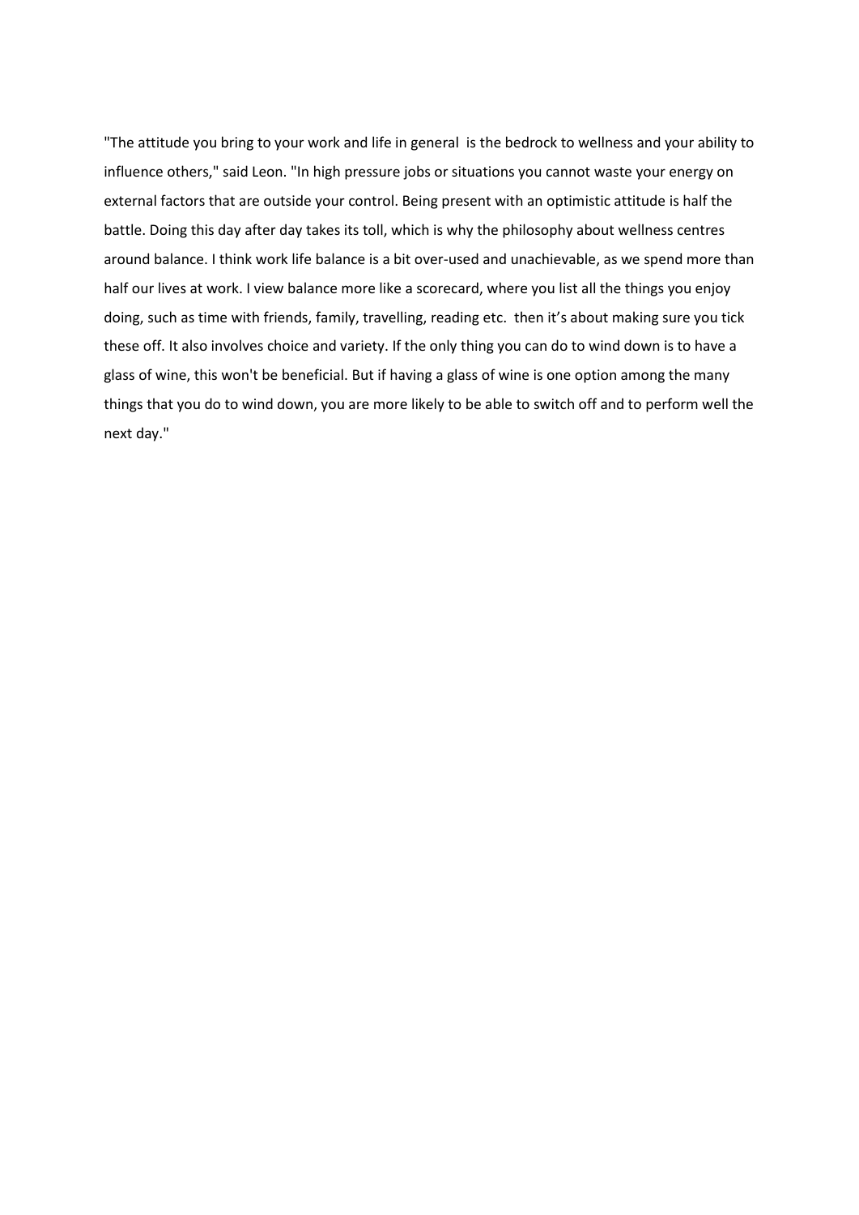"The attitude you bring to your work and life in general is the bedrock to wellness and your ability to influence others," said Leon. "In high pressure jobs or situations you cannot waste your energy on external factors that are outside your control. Being present with an optimistic attitude is half the battle. Doing this day after day takes its toll, which is why the philosophy about wellness centres around balance. I think work life balance is a bit over-used and unachievable, as we spend more than half our lives at work. I view balance more like a scorecard, where you list all the things you enjoy doing, such as time with friends, family, travelling, reading etc. then it's about making sure you tick these off. It also involves choice and variety. If the only thing you can do to wind down is to have a glass of wine, this won't be beneficial. But if having a glass of wine is one option among the many things that you do to wind down, you are more likely to be able to switch off and to perform well the next day."